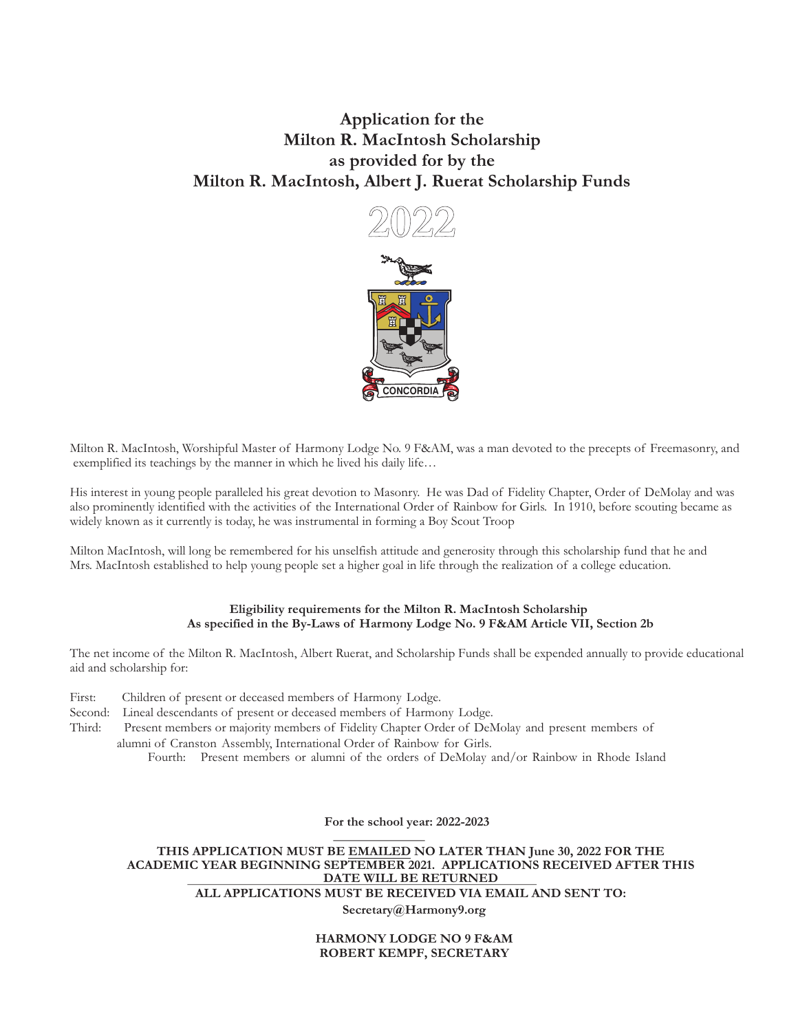# Application for the Milton R. MacIntosh Scholarship as provided for by the Milton R. MacIntosh, Albert J. Ruerat Scholarship Funds

## 2022

CONCORDIA

Milton R. MacIntosh, Worshipful Master of Harmony Lodge No. 9 F&AM, was a man devoted to the precepts of Freemasonry, and exemplified its teachings by the manner in which he lived his daily life…

His interest in young people paralleled his great devotion to Masonry. He was Dad of Fidelity Chapter, Order of DeMolay and was also prominently identified with the activities of the International Order of Rainbow for Girls. In 1910, before scouting became as widely known as it currently is today, he was instrumental in forming a Boy Scout Troop

Milton MacIntosh, will long be remembered for his unselfish attitude and generosity through this scholarship fund that he and Mrs. MacIntosh established to help young people set a higher goal in life through the realization of a college education.

**Eligibility requirements for the Milton R. MacIntosh Scholarship**
**As specified in the By-Laws of Harmony Lodge No. 9 F&AM Article VII, Section 2b**

The net income of the Milton R. MacIntosh, Albert Ruerat, and Scholarship Funds shall be expended annually to provide educational aid and scholarship for:

First: Children of present or deceased members of Harmony Lodge.
Second: Lineal descendants of present or deceased members of Harmony Lodge.
Third: Present members or majority members of Fidelity Chapter Order of DeMolay and present members of alumni of Cranston Assembly, International Order of Rainbow for Girls.
Fourth: Present members or alumni of the orders of DeMolay and/or Rainbow in Rhode Island

**For the school year: 2022-2023**

**THIS APPLICATION MUST BE EMAILED NO LATER THAN June 30, 2022 FOR THE ACADEMIC YEAR BEGINNING SEPTEMBER 2021. APPLICATIONS RECEIVED AFTER THIS DATE WILL BE RETURNED**

**ALL APPLICATIONS MUST BE RECEIVED VIA EMAIL AND SENT TO:**

**Secretary@Harmony9.org**

**HARMONY LODGE NO 9 F&AM**
**ROBERT KEMPF, SECRETARY**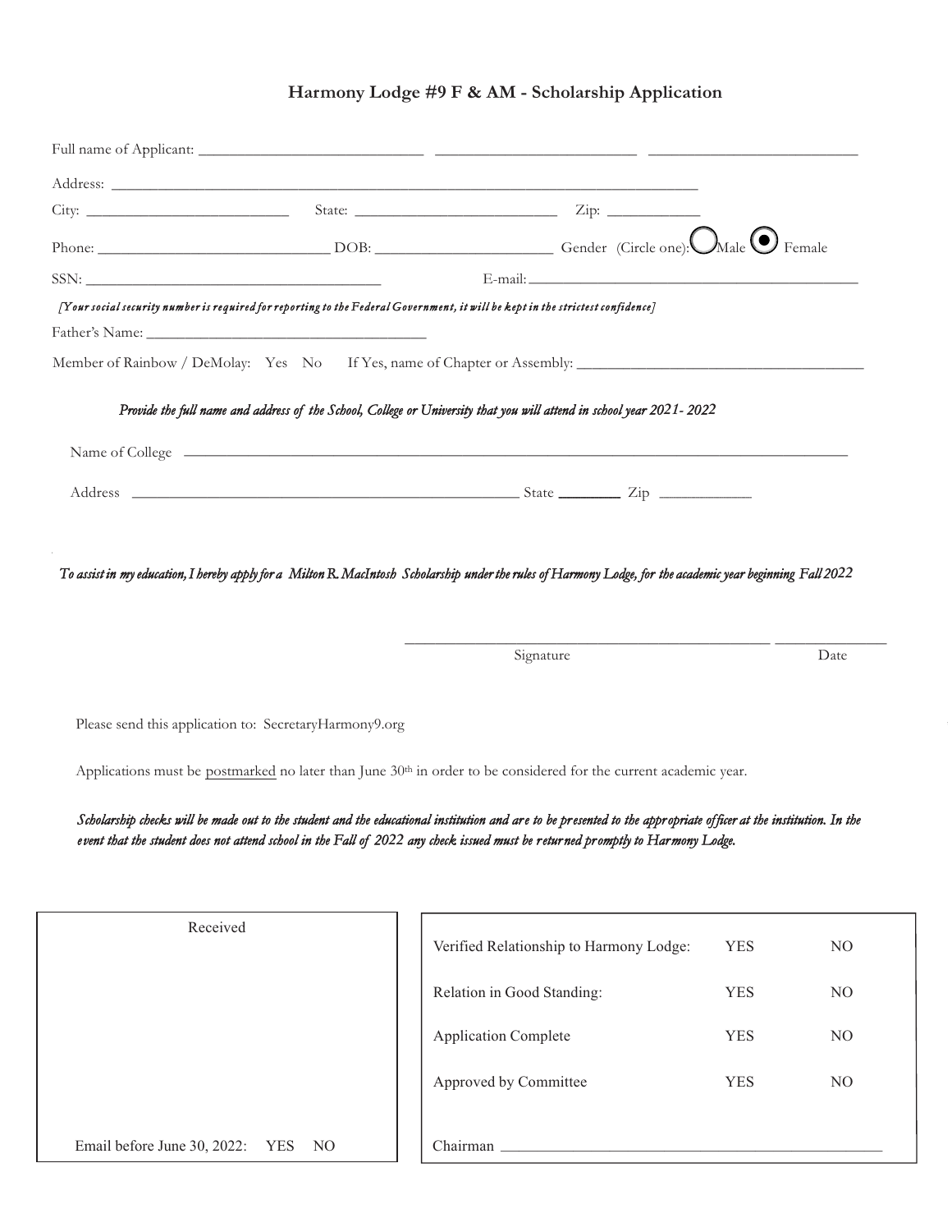# Harmony Lodge #9 F & AM - Scholarship Application

Full name of Applicant: ____________________________ ___________________________ ____________________________

Address: ___________________________________________________________________________________

City: ___________________________ State: ___________________________ Zip: _____________

Phone: _______________________________ DOB: ________________________ Gender (Circle one): ○ Male ◉ Female

SSN: __________________________________________ E-mail: ______________________________________________

*[Your social security number is required for reporting to the Federal Government, it will be kept in the strictest confidence]*

Father's Name: ______________________________________

Member of Rainbow / DeMolay: Yes No If Yes, name of Chapter or Assembly: ________________________________________

*Provide the full name and address of the School, College or University that you will attend in school year 2021- 2022*

Name of College ___________________________________________________________________________________________

Address _____________________________________________________ State ________ Zip ____________

*To assist in my education, I hereby apply for a Milton R. MacIntosh Scholarship under the rules of Harmony Lodge, for the academic year beginning Fall 2022*

_________________________________________________ _______________

Signature Date

Please send this application to: SecretaryHarmony9.org

Applications must be postmarked no later than June 30th in order to be considered for the current academic year.

***Scholarship checks will be made out to the student and the educational institution and are to be presented to the appropriate officer at the institution. In the event that the student does not attend school in the Fall of 2022 any check issued must be returned promptly to Harmony Lodge.***

Received

Email before June 30, 2022: YES NO

| | | |
|---|---|---|
| Verified Relationship to Harmony Lodge: | YES | NO |
| Relation in Good Standing: | YES | NO |
| Application Complete | YES | NO |
| Approved by Committee | YES | NO |

Chairman ____________________________________________________